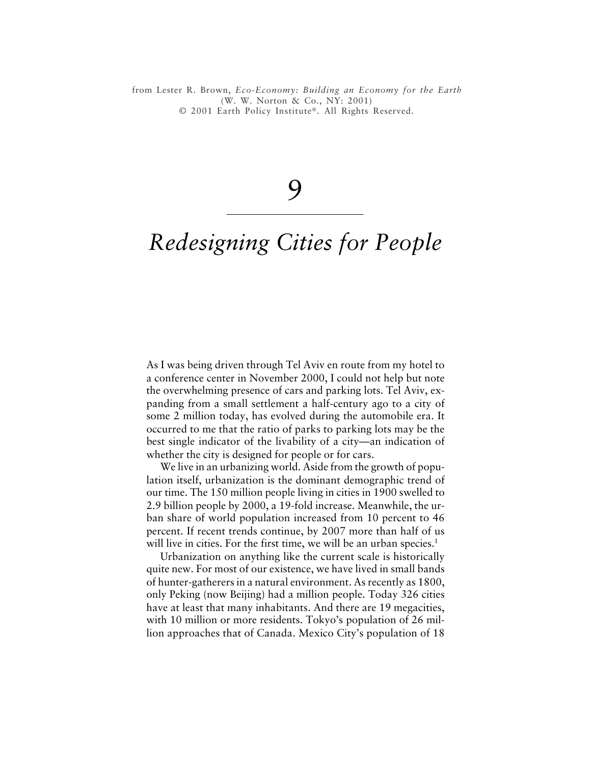from Lester R. Brown, *Eco-Economy: Building an Economy for the Earth* (W. W. Norton & Co., NY: 2001)
© 2001 Earth Policy Institute®. All Rights Reserved.

# 9

# *Redesigning Cities for People*

As I was being driven through Tel Aviv en route from my hotel to a conference center in November 2000, I could not help but note the overwhelming presence of cars and parking lots. Tel Aviv, expanding from a small settlement a half-century ago to a city of some 2 million today, has evolved during the automobile era. It occurred to me that the ratio of parks to parking lots may be the best single indicator of the livability of a city—an indication of whether the city is designed for people or for cars.

We live in an urbanizing world. Aside from the growth of population itself, urbanization is the dominant demographic trend of our time. The 150 million people living in cities in 1900 swelled to 2.9 billion people by 2000, a 19-fold increase. Meanwhile, the urban share of world population increased from 10 percent to 46 percent. If recent trends continue, by 2007 more than half of us will live in cities. For the first time, we will be an urban species.[1]

Urbanization on anything like the current scale is historically quite new. For most of our existence, we have lived in small bands of hunter-gatherers in a natural environment. As recently as 1800, only Peking (now Beijing) had a million people. Today 326 cities have at least that many inhabitants. And there are 19 megacities, with 10 million or more residents. Tokyo's population of 26 million approaches that of Canada. Mexico City's population of 18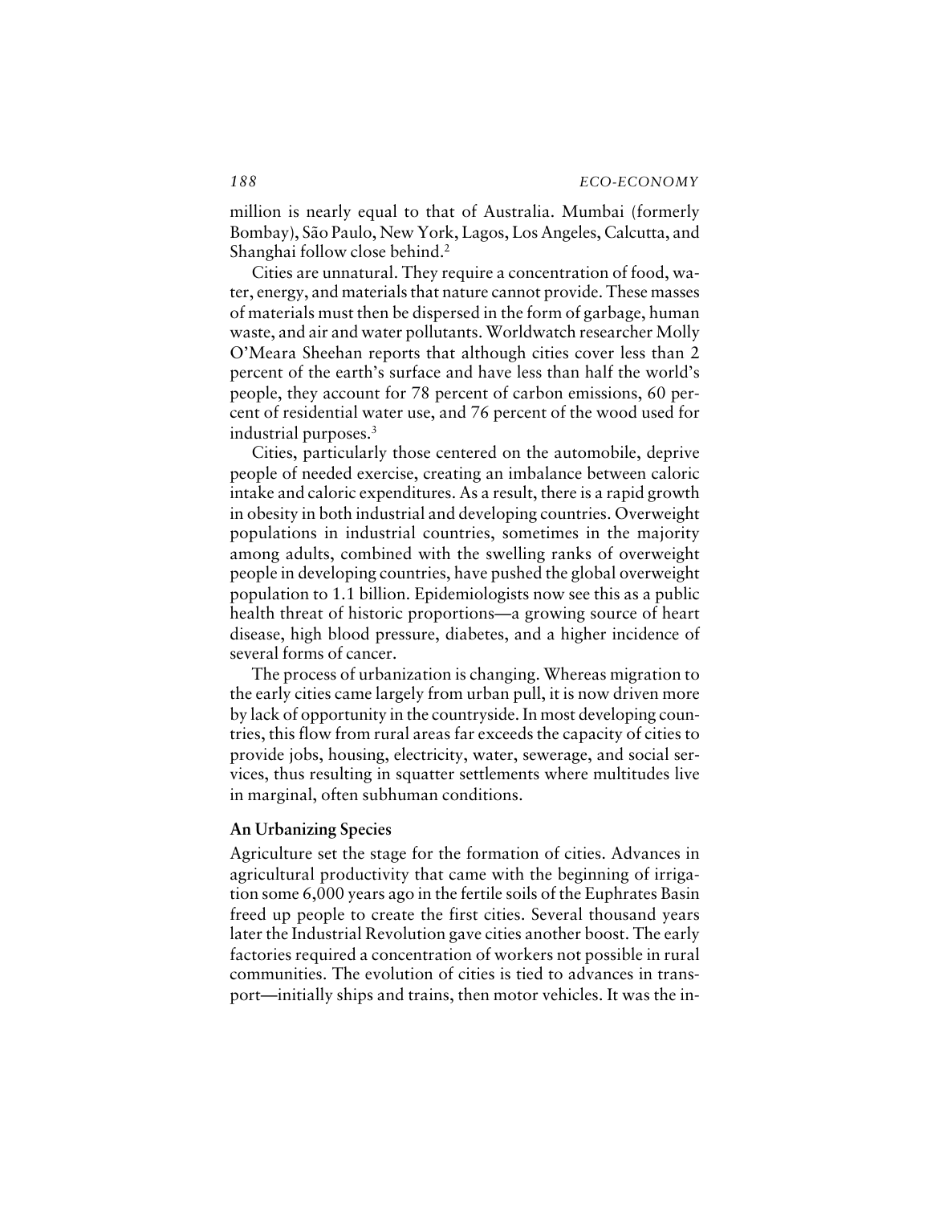million is nearly equal to that of Australia. Mumbai (formerly Bombay), São Paulo, New York, Lagos, Los Angeles, Calcutta, and Shanghai follow close behind.[2]

Cities are unnatural. They require a concentration of food, water, energy, and materials that nature cannot provide. These masses of materials must then be dispersed in the form of garbage, human waste, and air and water pollutants. Worldwatch researcher Molly O'Meara Sheehan reports that although cities cover less than 2 percent of the earth's surface and have less than half the world's people, they account for 78 percent of carbon emissions, 60 percent of residential water use, and 76 percent of the wood used for industrial purposes.[3]

Cities, particularly those centered on the automobile, deprive people of needed exercise, creating an imbalance between caloric intake and caloric expenditures. As a result, there is a rapid growth in obesity in both industrial and developing countries. Overweight populations in industrial countries, sometimes in the majority among adults, combined with the swelling ranks of overweight people in developing countries, have pushed the global overweight population to 1.1 billion. Epidemiologists now see this as a public health threat of historic proportions—a growing source of heart disease, high blood pressure, diabetes, and a higher incidence of several forms of cancer.

The process of urbanization is changing. Whereas migration to the early cities came largely from urban pull, it is now driven more by lack of opportunity in the countryside. In most developing countries, this flow from rural areas far exceeds the capacity of cities to provide jobs, housing, electricity, water, sewerage, and social services, thus resulting in squatter settlements where multitudes live in marginal, often subhuman conditions.

### An Urbanizing Species

Agriculture set the stage for the formation of cities. Advances in agricultural productivity that came with the beginning of irrigation some 6,000 years ago in the fertile soils of the Euphrates Basin freed up people to create the first cities. Several thousand years later the Industrial Revolution gave cities another boost. The early factories required a concentration of workers not possible in rural communities. The evolution of cities is tied to advances in transport—initially ships and trains, then motor vehicles. It was the in-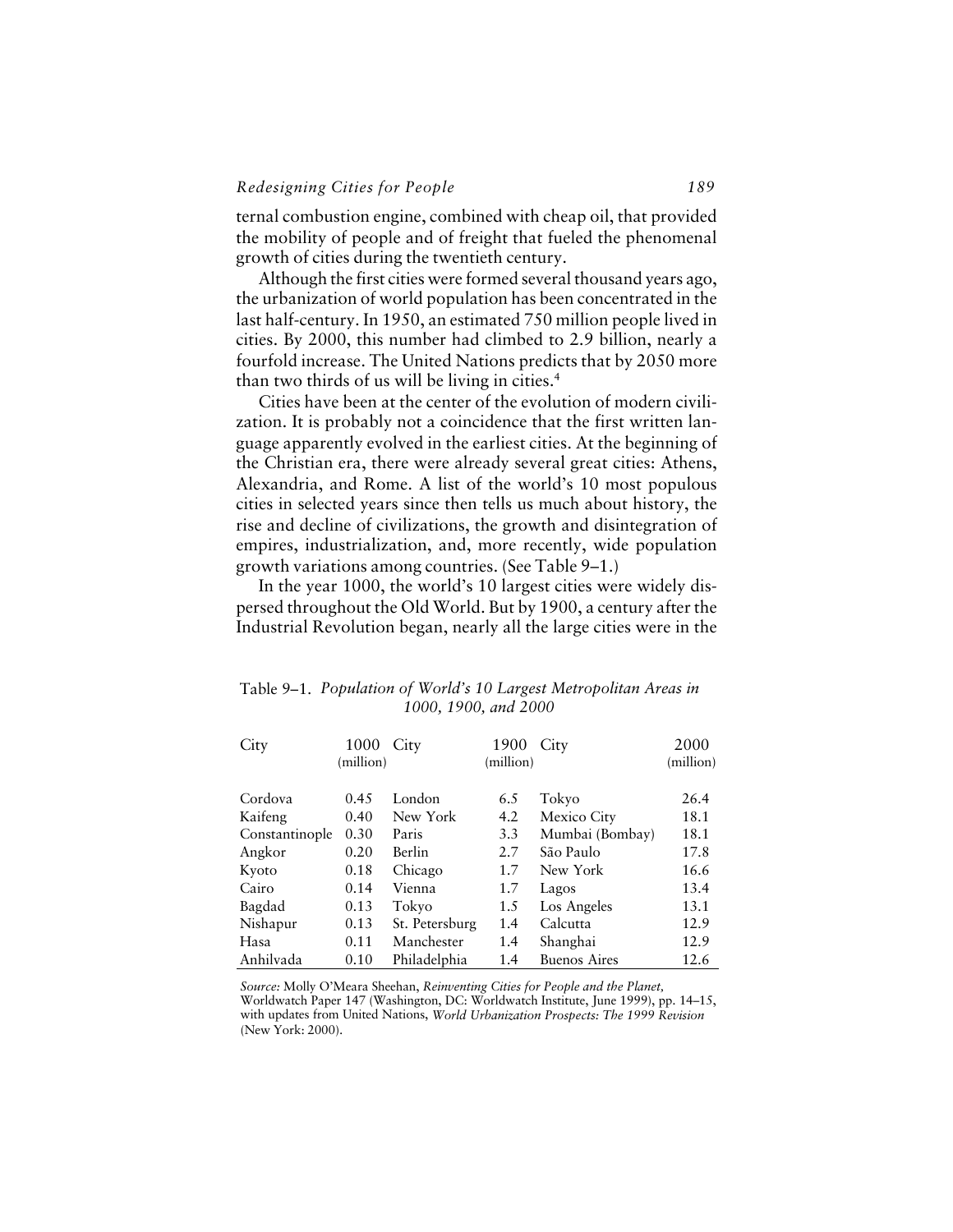ternal combustion engine, combined with cheap oil, that provided the mobility of people and of freight that fueled the phenomenal growth of cities during the twentieth century.

Although the first cities were formed several thousand years ago, the urbanization of world population has been concentrated in the last half-century. In 1950, an estimated 750 million people lived in cities. By 2000, this number had climbed to 2.9 billion, nearly a fourfold increase. The United Nations predicts that by 2050 more than two thirds of us will be living in cities.[4]

Cities have been at the center of the evolution of modern civilization. It is probably not a coincidence that the first written language apparently evolved in the earliest cities. At the beginning of the Christian era, there were already several great cities: Athens, Alexandria, and Rome. A list of the world's 10 most populous cities in selected years since then tells us much about history, the rise and decline of civilizations, the growth and disintegration of empires, industrialization, and, more recently, wide population growth variations among countries. (See Table 9–1.)

In the year 1000, the world's 10 largest cities were widely dispersed throughout the Old World. But by 1900, a century after the Industrial Revolution began, nearly all the large cities were in the

Table 9–1. *Population of World's 10 Largest Metropolitan Areas in 1000, 1900, and 2000*

| City | 1000 (million) | City | 1900 (million) | City | 2000 (million) |
|---|---|---|---|---|---|
| Cordova | 0.45 | London | 6.5 | Tokyo | 26.4 |
| Kaifeng | 0.40 | New York | 4.2 | Mexico City | 18.1 |
| Constantinople | 0.30 | Paris | 3.3 | Mumbai (Bombay) | 18.1 |
| Angkor | 0.20 | Berlin | 2.7 | São Paulo | 17.8 |
| Kyoto | 0.18 | Chicago | 1.7 | New York | 16.6 |
| Cairo | 0.14 | Vienna | 1.7 | Lagos | 13.4 |
| Bagdad | 0.13 | Tokyo | 1.5 | Los Angeles | 13.1 |
| Nishapur | 0.13 | St. Petersburg | 1.4 | Calcutta | 12.9 |
| Hasa | 0.11 | Manchester | 1.4 | Shanghai | 12.9 |
| Anhilvada | 0.10 | Philadelphia | 1.4 | Buenos Aires | 12.6 |

*Source:* Molly O'Meara Sheehan, *Reinventing Cities for People and the Planet,* Worldwatch Paper 147 (Washington, DC: Worldwatch Institute, June 1999), pp. 14–15, with updates from United Nations, *World Urbanization Prospects: The 1999 Revision* (New York: 2000).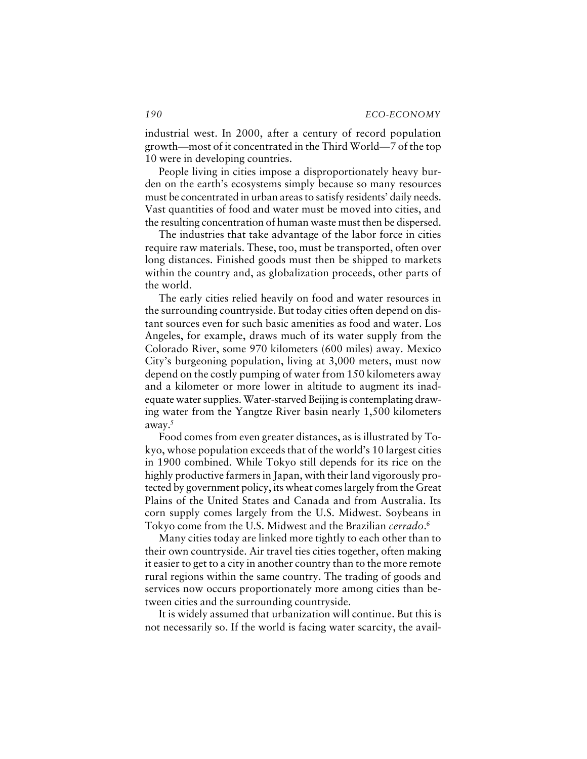industrial west. In 2000, after a century of record population growth—most of it concentrated in the Third World—7 of the top 10 were in developing countries.

People living in cities impose a disproportionately heavy burden on the earth's ecosystems simply because so many resources must be concentrated in urban areas to satisfy residents' daily needs. Vast quantities of food and water must be moved into cities, and the resulting concentration of human waste must then be dispersed.

The industries that take advantage of the labor force in cities require raw materials. These, too, must be transported, often over long distances. Finished goods must then be shipped to markets within the country and, as globalization proceeds, other parts of the world.

The early cities relied heavily on food and water resources in the surrounding countryside. But today cities often depend on distant sources even for such basic amenities as food and water. Los Angeles, for example, draws much of its water supply from the Colorado River, some 970 kilometers (600 miles) away. Mexico City's burgeoning population, living at 3,000 meters, must now depend on the costly pumping of water from 150 kilometers away and a kilometer or more lower in altitude to augment its inadequate water supplies. Water-starved Beijing is contemplating drawing water from the Yangtze River basin nearly 1,500 kilometers away.[5]

Food comes from even greater distances, as is illustrated by Tokyo, whose population exceeds that of the world's 10 largest cities in 1900 combined. While Tokyo still depends for its rice on the highly productive farmers in Japan, with their land vigorously protected by government policy, its wheat comes largely from the Great Plains of the United States and Canada and from Australia. Its corn supply comes largely from the U.S. Midwest. Soybeans in Tokyo come from the U.S. Midwest and the Brazilian *cerrado*.[6]

Many cities today are linked more tightly to each other than to their own countryside. Air travel ties cities together, often making it easier to get to a city in another country than to the more remote rural regions within the same country. The trading of goods and services now occurs proportionately more among cities than between cities and the surrounding countryside.

It is widely assumed that urbanization will continue. But this is not necessarily so. If the world is facing water scarcity, the avail-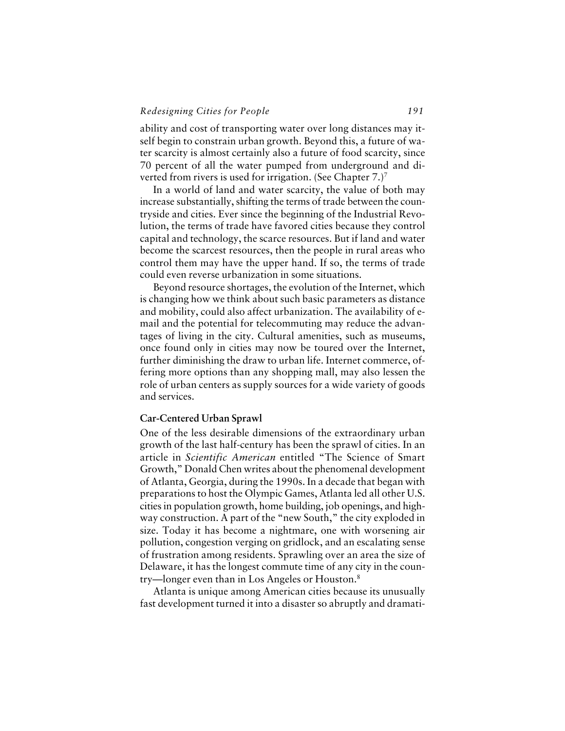ability and cost of transporting water over long distances may itself begin to constrain urban growth. Beyond this, a future of water scarcity is almost certainly also a future of food scarcity, since 70 percent of all the water pumped from underground and diverted from rivers is used for irrigation. (See Chapter 7.)[7]

In a world of land and water scarcity, the value of both may increase substantially, shifting the terms of trade between the countryside and cities. Ever since the beginning of the Industrial Revolution, the terms of trade have favored cities because they control capital and technology, the scarce resources. But if land and water become the scarcest resources, then the people in rural areas who control them may have the upper hand. If so, the terms of trade could even reverse urbanization in some situations.

Beyond resource shortages, the evolution of the Internet, which is changing how we think about such basic parameters as distance and mobility, could also affect urbanization. The availability of e-mail and the potential for telecommuting may reduce the advantages of living in the city. Cultural amenities, such as museums, once found only in cities may now be toured over the Internet, further diminishing the draw to urban life. Internet commerce, offering more options than any shopping mall, may also lessen the role of urban centers as supply sources for a wide variety of goods and services.

### Car-Centered Urban Sprawl

One of the less desirable dimensions of the extraordinary urban growth of the last half-century has been the sprawl of cities. In an article in *Scientific American* entitled "The Science of Smart Growth," Donald Chen writes about the phenomenal development of Atlanta, Georgia, during the 1990s. In a decade that began with preparations to host the Olympic Games, Atlanta led all other U.S. cities in population growth, home building, job openings, and highway construction. A part of the "new South," the city exploded in size. Today it has become a nightmare, one with worsening air pollution, congestion verging on gridlock, and an escalating sense of frustration among residents. Sprawling over an area the size of Delaware, it has the longest commute time of any city in the country—longer even than in Los Angeles or Houston.[8]

Atlanta is unique among American cities because its unusually fast development turned it into a disaster so abruptly and dramati-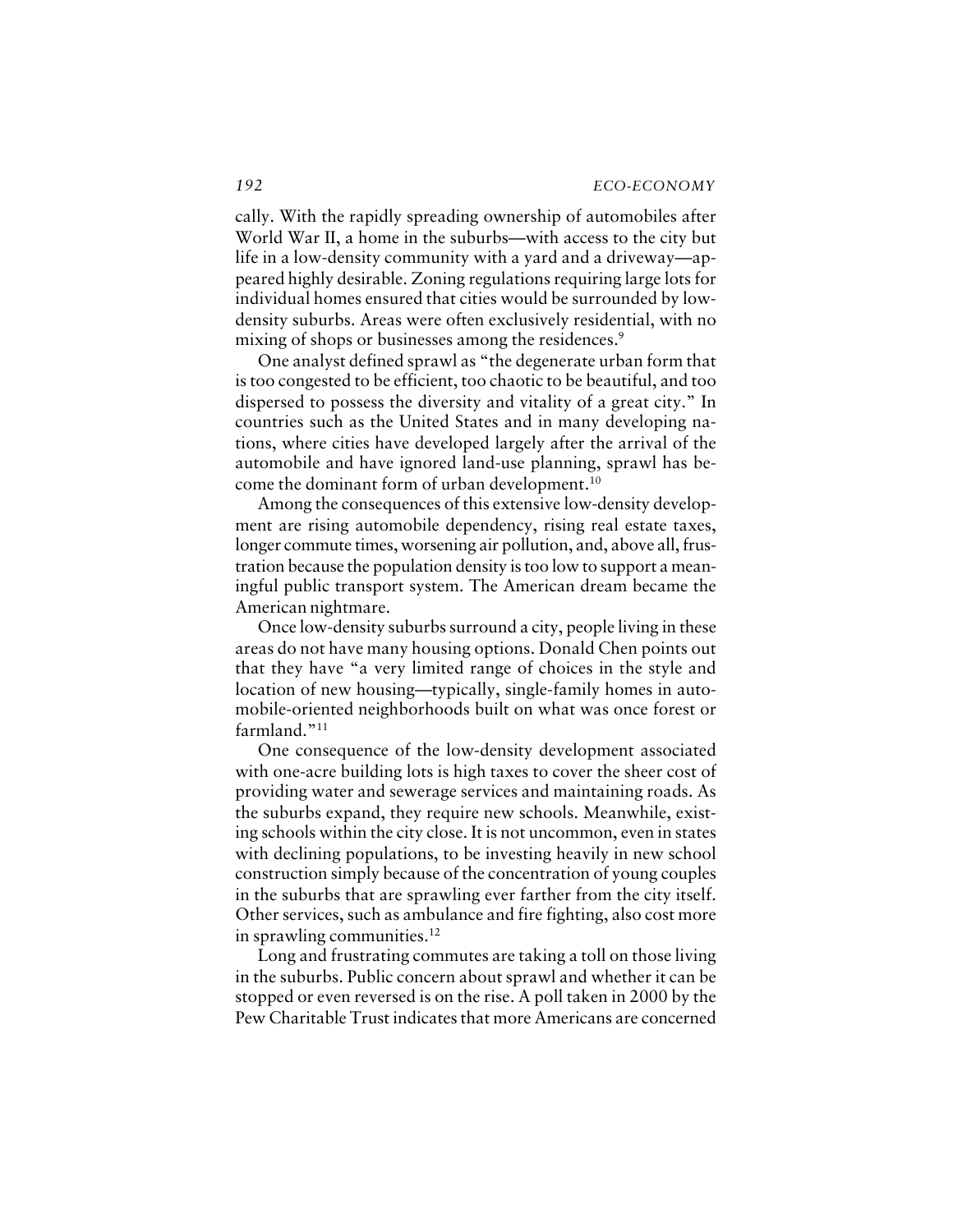cally. With the rapidly spreading ownership of automobiles after World War II, a home in the suburbs—with access to the city but life in a low-density community with a yard and a driveway—appeared highly desirable. Zoning regulations requiring large lots for individual homes ensured that cities would be surrounded by low-density suburbs. Areas were often exclusively residential, with no mixing of shops or businesses among the residences.[9]

One analyst defined sprawl as "the degenerate urban form that is too congested to be efficient, too chaotic to be beautiful, and too dispersed to possess the diversity and vitality of a great city." In countries such as the United States and in many developing nations, where cities have developed largely after the arrival of the automobile and have ignored land-use planning, sprawl has become the dominant form of urban development.[10]

Among the consequences of this extensive low-density development are rising automobile dependency, rising real estate taxes, longer commute times, worsening air pollution, and, above all, frustration because the population density is too low to support a meaningful public transport system. The American dream became the American nightmare.

Once low-density suburbs surround a city, people living in these areas do not have many housing options. Donald Chen points out that they have "a very limited range of choices in the style and location of new housing—typically, single-family homes in automobile-oriented neighborhoods built on what was once forest or farmland."[11]

One consequence of the low-density development associated with one-acre building lots is high taxes to cover the sheer cost of providing water and sewerage services and maintaining roads. As the suburbs expand, they require new schools. Meanwhile, existing schools within the city close. It is not uncommon, even in states with declining populations, to be investing heavily in new school construction simply because of the concentration of young couples in the suburbs that are sprawling ever farther from the city itself. Other services, such as ambulance and fire fighting, also cost more in sprawling communities.[12]

Long and frustrating commutes are taking a toll on those living in the suburbs. Public concern about sprawl and whether it can be stopped or even reversed is on the rise. A poll taken in 2000 by the Pew Charitable Trust indicates that more Americans are concerned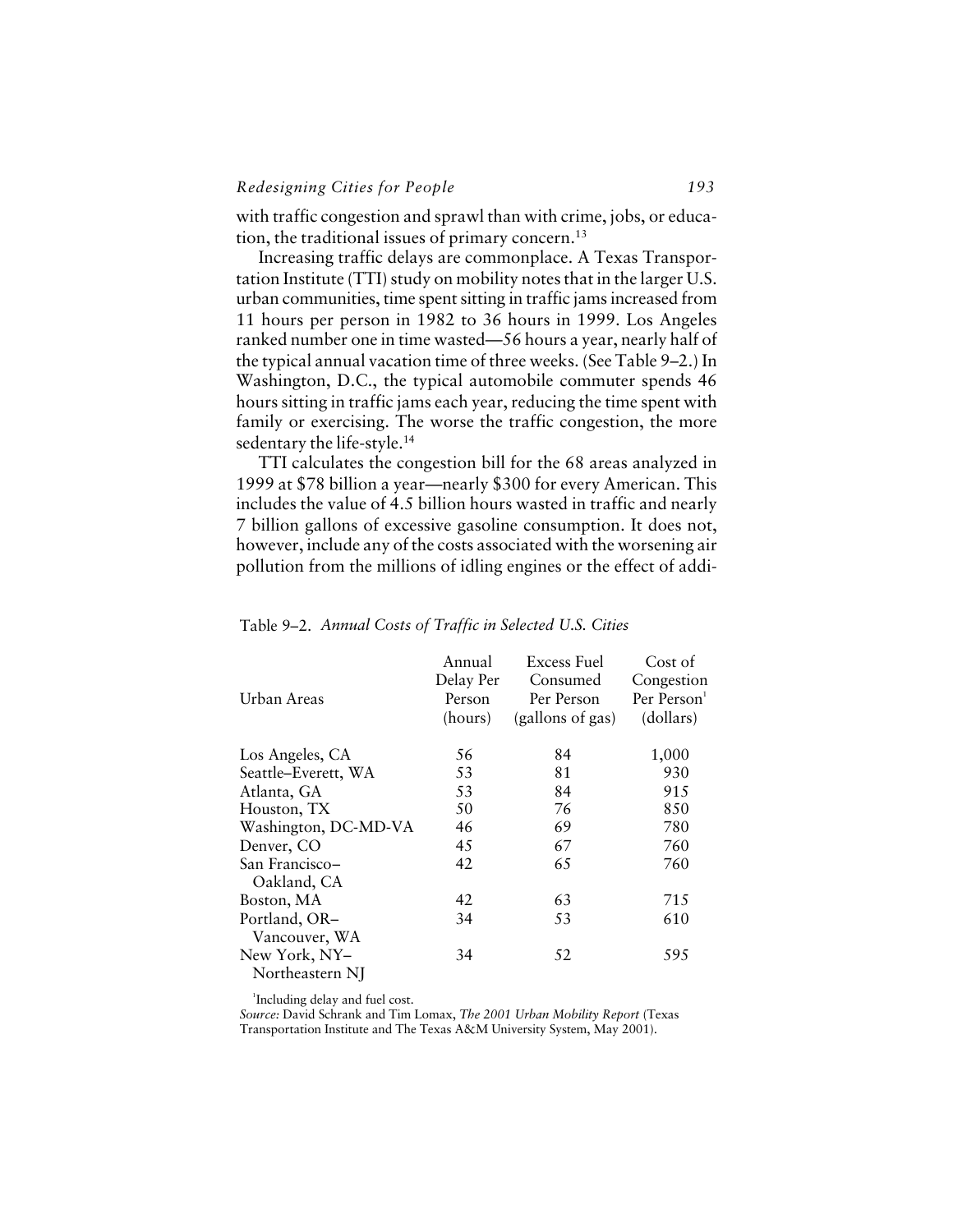with traffic congestion and sprawl than with crime, jobs, or education, the traditional issues of primary concern.[13]

Increasing traffic delays are commonplace. A Texas Transportation Institute (TTI) study on mobility notes that in the larger U.S. urban communities, time spent sitting in traffic jams increased from 11 hours per person in 1982 to 36 hours in 1999. Los Angeles ranked number one in time wasted—56 hours a year, nearly half of the typical annual vacation time of three weeks. (See Table 9–2.) In Washington, D.C., the typical automobile commuter spends 46 hours sitting in traffic jams each year, reducing the time spent with family or exercising. The worse the traffic congestion, the more sedentary the life-style.[14]

TTI calculates the congestion bill for the 68 areas analyzed in 1999 at $78 billion a year—nearly $300 for every American. This includes the value of 4.5 billion hours wasted in traffic and nearly 7 billion gallons of excessive gasoline consumption. It does not, however, include any of the costs associated with the worsening air pollution from the millions of idling engines or the effect of addi-

Table 9–2. *Annual Costs of Traffic in Selected U.S. Cities*

| Urban Areas | Annual Delay Per Person (hours) | Excess Fuel Consumed Per Person (gallons of gas) | Cost of Congestion Per Person[1] (dollars) |
|---|---|---|---|
| Los Angeles, CA | 56 | 84 | 1,000 |
| Seattle–Everett, WA | 53 | 81 | 930 |
| Atlanta, GA | 53 | 84 | 915 |
| Houston, TX | 50 | 76 | 850 |
| Washington, DC-MD-VA | 46 | 69 | 780 |
| Denver, CO | 45 | 67 | 760 |
| San Francisco–Oakland, CA | 42 | 65 | 760 |
| Boston, MA | 42 | 63 | 715 |
| Portland, OR–Vancouver, WA | 34 | 53 | 610 |
| New York, NY–Northeastern NJ | 34 | 52 | 595 |

[1]Including delay and fuel cost.

*Source:* David Schrank and Tim Lomax, *The 2001 Urban Mobility Report* (Texas Transportation Institute and The Texas A&M University System, May 2001).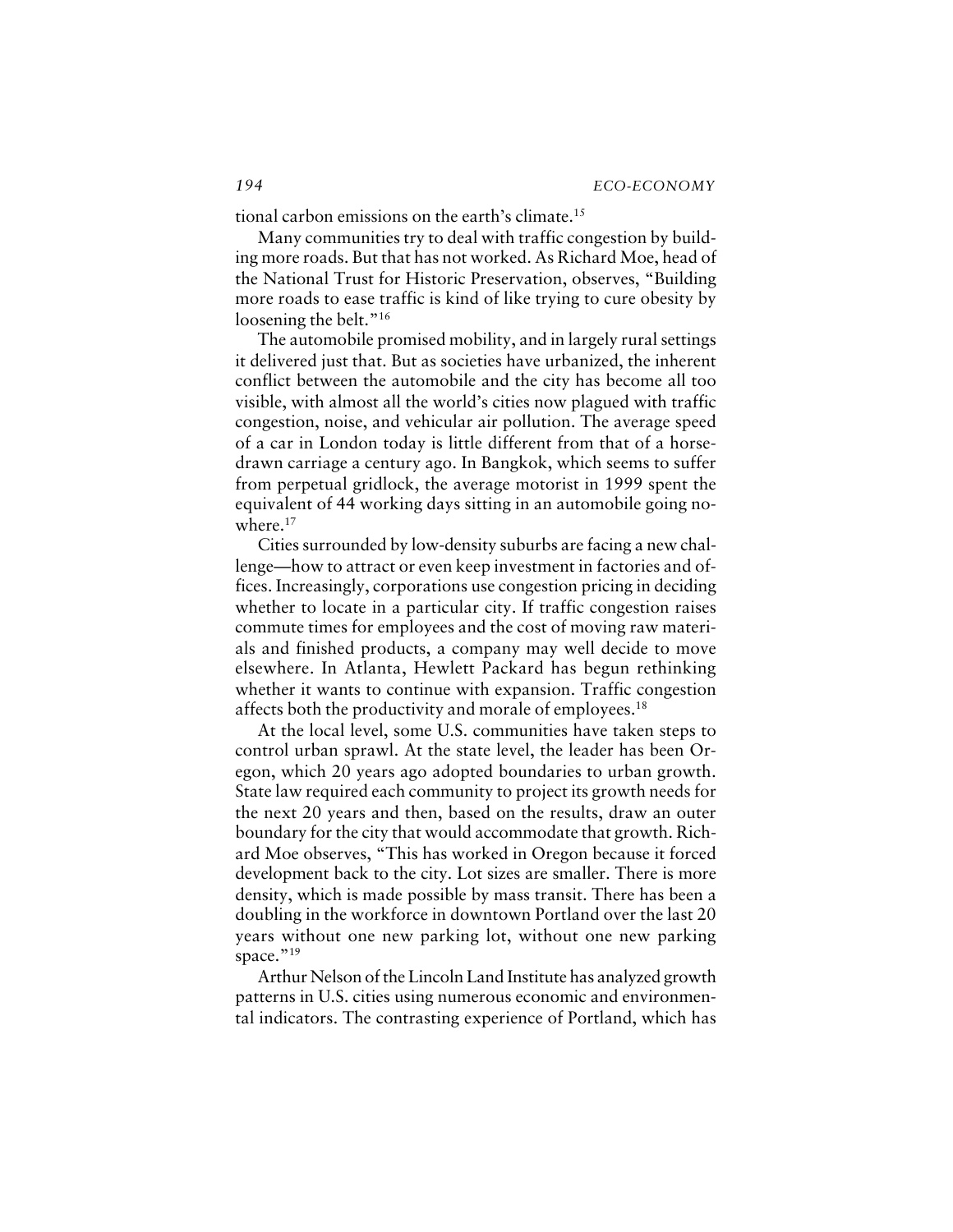tional carbon emissions on the earth's climate.[15]

Many communities try to deal with traffic congestion by building more roads. But that has not worked. As Richard Moe, head of the National Trust for Historic Preservation, observes, "Building more roads to ease traffic is kind of like trying to cure obesity by loosening the belt."[16]

The automobile promised mobility, and in largely rural settings it delivered just that. But as societies have urbanized, the inherent conflict between the automobile and the city has become all too visible, with almost all the world's cities now plagued with traffic congestion, noise, and vehicular air pollution. The average speed of a car in London today is little different from that of a horse-drawn carriage a century ago. In Bangkok, which seems to suffer from perpetual gridlock, the average motorist in 1999 spent the equivalent of 44 working days sitting in an automobile going nowhere.[17]

Cities surrounded by low-density suburbs are facing a new challenge—how to attract or even keep investment in factories and offices. Increasingly, corporations use congestion pricing in deciding whether to locate in a particular city. If traffic congestion raises commute times for employees and the cost of moving raw materials and finished products, a company may well decide to move elsewhere. In Atlanta, Hewlett Packard has begun rethinking whether it wants to continue with expansion. Traffic congestion affects both the productivity and morale of employees.[18]

At the local level, some U.S. communities have taken steps to control urban sprawl. At the state level, the leader has been Oregon, which 20 years ago adopted boundaries to urban growth. State law required each community to project its growth needs for the next 20 years and then, based on the results, draw an outer boundary for the city that would accommodate that growth. Richard Moe observes, "This has worked in Oregon because it forced development back to the city. Lot sizes are smaller. There is more density, which is made possible by mass transit. There has been a doubling in the workforce in downtown Portland over the last 20 years without one new parking lot, without one new parking space."[19]

Arthur Nelson of the Lincoln Land Institute has analyzed growth patterns in U.S. cities using numerous economic and environmental indicators. The contrasting experience of Portland, which has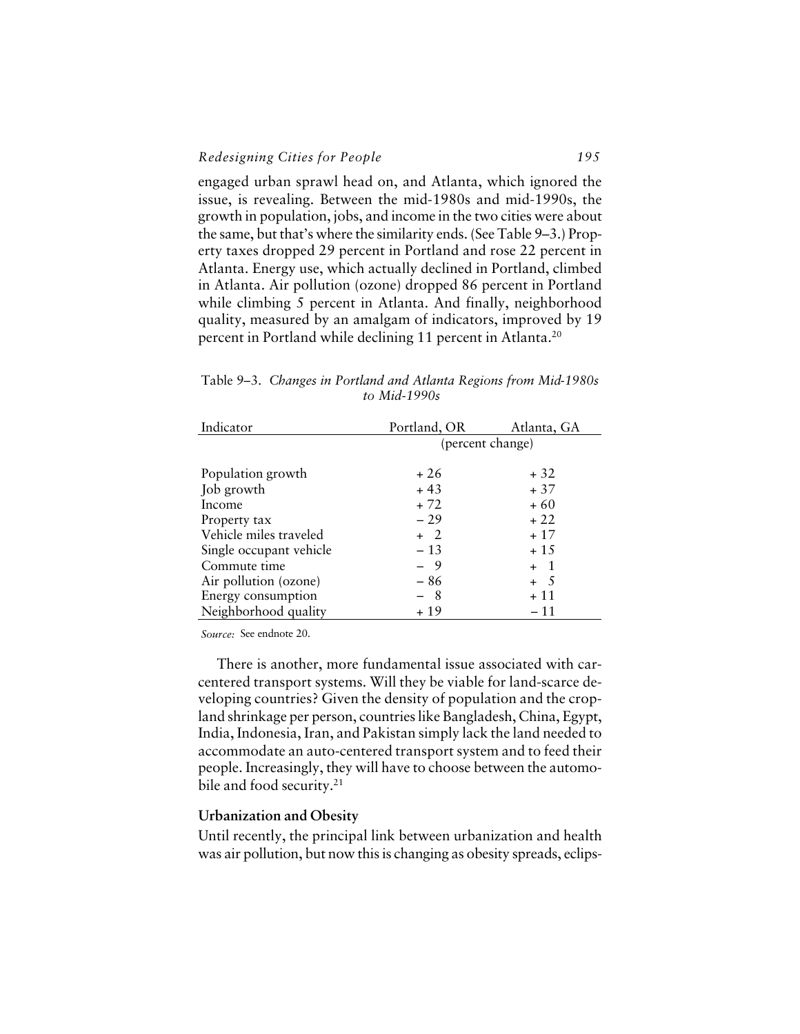engaged urban sprawl head on, and Atlanta, which ignored the issue, is revealing. Between the mid-1980s and mid-1990s, the growth in population, jobs, and income in the two cities were about the same, but that's where the similarity ends. (See Table 9–3.) Property taxes dropped 29 percent in Portland and rose 22 percent in Atlanta. Energy use, which actually declined in Portland, climbed in Atlanta. Air pollution (ozone) dropped 86 percent in Portland while climbing 5 percent in Atlanta. And finally, neighborhood quality, measured by an amalgam of indicators, improved by 19 percent in Portland while declining 11 percent in Atlanta.[20]

Table 9–3. *Changes in Portland and Atlanta Regions from Mid-1980s to Mid-1990s*

| Indicator | Portland, OR | Atlanta, GA |
|---|---|---|
| | (percent change) | |
| Population growth | + 26 | + 32 |
| Job growth | + 43 | + 37 |
| Income | + 72 | + 60 |
| Property tax | − 29 | + 22 |
| Vehicle miles traveled | + 2 | + 17 |
| Single occupant vehicle | − 13 | + 15 |
| Commute time | − 9 | + 1 |
| Air pollution (ozone) | − 86 | + 5 |
| Energy consumption | − 8 | + 11 |
| Neighborhood quality | + 19 | − 11 |

*Source:* See endnote 20.

There is another, more fundamental issue associated with car-centered transport systems. Will they be viable for land-scarce developing countries? Given the density of population and the cropland shrinkage per person, countries like Bangladesh, China, Egypt, India, Indonesia, Iran, and Pakistan simply lack the land needed to accommodate an auto-centered transport system and to feed their people. Increasingly, they will have to choose between the automobile and food security.[21]

### Urbanization and Obesity

Until recently, the principal link between urbanization and health was air pollution, but now this is changing as obesity spreads, eclips-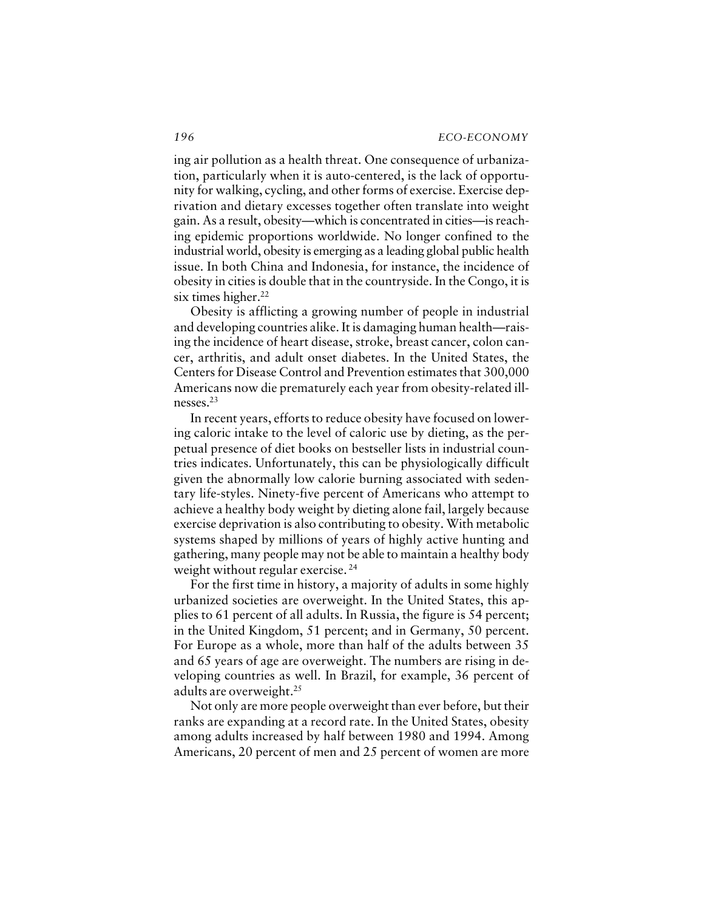ing air pollution as a health threat. One consequence of urbanization, particularly when it is auto-centered, is the lack of opportunity for walking, cycling, and other forms of exercise. Exercise deprivation and dietary excesses together often translate into weight gain. As a result, obesity—which is concentrated in cities—is reaching epidemic proportions worldwide. No longer confined to the industrial world, obesity is emerging as a leading global public health issue. In both China and Indonesia, for instance, the incidence of obesity in cities is double that in the countryside. In the Congo, it is six times higher.[22]

Obesity is afflicting a growing number of people in industrial and developing countries alike. It is damaging human health—raising the incidence of heart disease, stroke, breast cancer, colon cancer, arthritis, and adult onset diabetes. In the United States, the Centers for Disease Control and Prevention estimates that 300,000 Americans now die prematurely each year from obesity-related illnesses.[23]

In recent years, efforts to reduce obesity have focused on lowering caloric intake to the level of caloric use by dieting, as the perpetual presence of diet books on bestseller lists in industrial countries indicates. Unfortunately, this can be physiologically difficult given the abnormally low calorie burning associated with sedentary life-styles. Ninety-five percent of Americans who attempt to achieve a healthy body weight by dieting alone fail, largely because exercise deprivation is also contributing to obesity. With metabolic systems shaped by millions of years of highly active hunting and gathering, many people may not be able to maintain a healthy body weight without regular exercise.[24]

For the first time in history, a majority of adults in some highly urbanized societies are overweight. In the United States, this applies to 61 percent of all adults. In Russia, the figure is 54 percent; in the United Kingdom, 51 percent; and in Germany, 50 percent. For Europe as a whole, more than half of the adults between 35 and 65 years of age are overweight. The numbers are rising in developing countries as well. In Brazil, for example, 36 percent of adults are overweight.[25]

Not only are more people overweight than ever before, but their ranks are expanding at a record rate. In the United States, obesity among adults increased by half between 1980 and 1994. Among Americans, 20 percent of men and 25 percent of women are more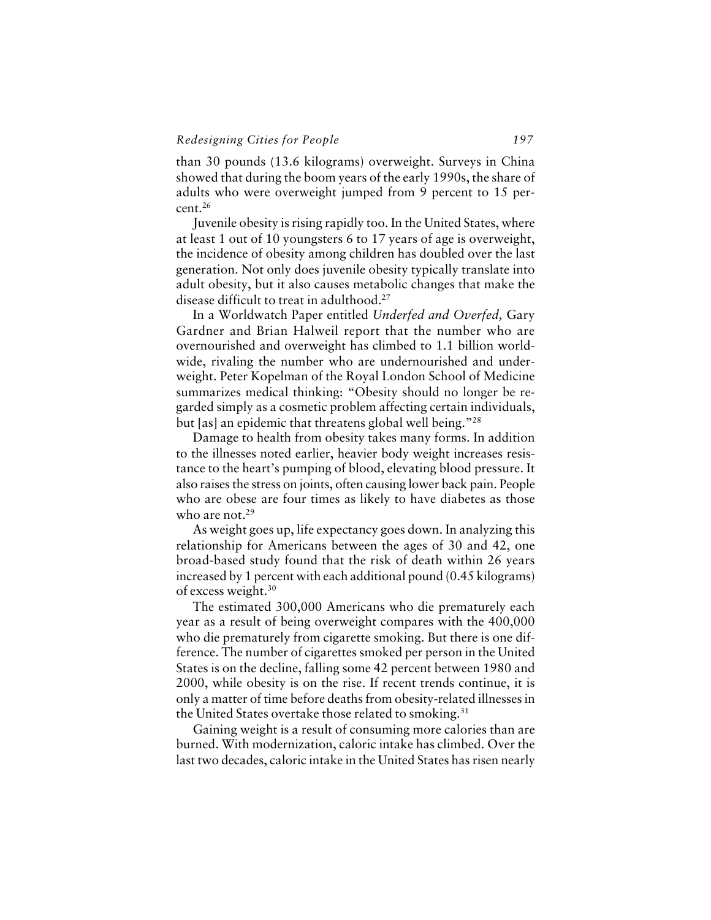than 30 pounds (13.6 kilograms) overweight. Surveys in China showed that during the boom years of the early 1990s, the share of adults who were overweight jumped from 9 percent to 15 percent.[26]

Juvenile obesity is rising rapidly too. In the United States, where at least 1 out of 10 youngsters 6 to 17 years of age is overweight, the incidence of obesity among children has doubled over the last generation. Not only does juvenile obesity typically translate into adult obesity, but it also causes metabolic changes that make the disease difficult to treat in adulthood.[27]

In a Worldwatch Paper entitled *Underfed and Overfed,* Gary Gardner and Brian Halweil report that the number who are overnourished and overweight has climbed to 1.1 billion worldwide, rivaling the number who are undernourished and underweight. Peter Kopelman of the Royal London School of Medicine summarizes medical thinking: "Obesity should no longer be regarded simply as a cosmetic problem affecting certain individuals, but [as] an epidemic that threatens global well being."[28]

Damage to health from obesity takes many forms. In addition to the illnesses noted earlier, heavier body weight increases resistance to the heart's pumping of blood, elevating blood pressure. It also raises the stress on joints, often causing lower back pain. People who are obese are four times as likely to have diabetes as those who are not.[29]

As weight goes up, life expectancy goes down. In analyzing this relationship for Americans between the ages of 30 and 42, one broad-based study found that the risk of death within 26 years increased by 1 percent with each additional pound (0.45 kilograms) of excess weight.[30]

The estimated 300,000 Americans who die prematurely each year as a result of being overweight compares with the 400,000 who die prematurely from cigarette smoking. But there is one difference. The number of cigarettes smoked per person in the United States is on the decline, falling some 42 percent between 1980 and 2000, while obesity is on the rise. If recent trends continue, it is only a matter of time before deaths from obesity-related illnesses in the United States overtake those related to smoking.[31]

Gaining weight is a result of consuming more calories than are burned. With modernization, caloric intake has climbed. Over the last two decades, caloric intake in the United States has risen nearly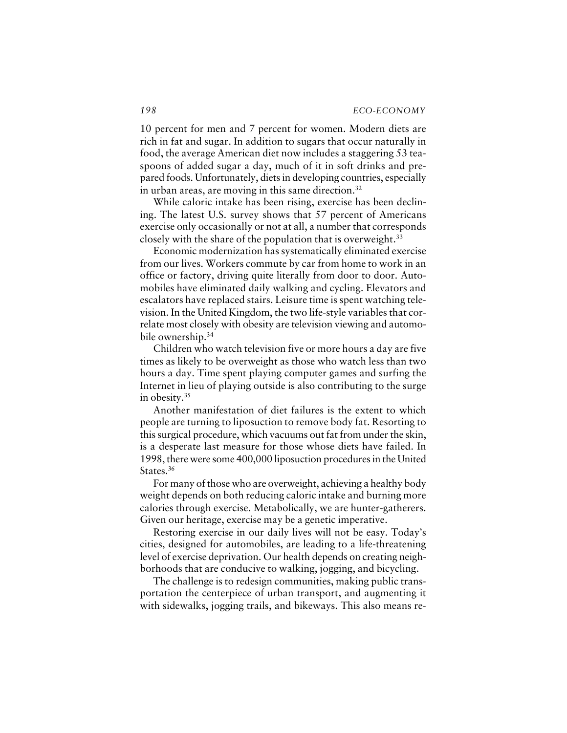10 percent for men and 7 percent for women. Modern diets are rich in fat and sugar. In addition to sugars that occur naturally in food, the average American diet now includes a staggering 53 teaspoons of added sugar a day, much of it in soft drinks and prepared foods. Unfortunately, diets in developing countries, especially in urban areas, are moving in this same direction.[32]

While caloric intake has been rising, exercise has been declining. The latest U.S. survey shows that 57 percent of Americans exercise only occasionally or not at all, a number that corresponds closely with the share of the population that is overweight.[33]

Economic modernization has systematically eliminated exercise from our lives. Workers commute by car from home to work in an office or factory, driving quite literally from door to door. Automobiles have eliminated daily walking and cycling. Elevators and escalators have replaced stairs. Leisure time is spent watching television. In the United Kingdom, the two life-style variables that correlate most closely with obesity are television viewing and automobile ownership.[34]

Children who watch television five or more hours a day are five times as likely to be overweight as those who watch less than two hours a day. Time spent playing computer games and surfing the Internet in lieu of playing outside is also contributing to the surge in obesity.[35]

Another manifestation of diet failures is the extent to which people are turning to liposuction to remove body fat. Resorting to this surgical procedure, which vacuums out fat from under the skin, is a desperate last measure for those whose diets have failed. In 1998, there were some 400,000 liposuction procedures in the United States.[36]

For many of those who are overweight, achieving a healthy body weight depends on both reducing caloric intake and burning more calories through exercise. Metabolically, we are hunter-gatherers. Given our heritage, exercise may be a genetic imperative.

Restoring exercise in our daily lives will not be easy. Today's cities, designed for automobiles, are leading to a life-threatening level of exercise deprivation. Our health depends on creating neighborhoods that are conducive to walking, jogging, and bicycling.

The challenge is to redesign communities, making public transportation the centerpiece of urban transport, and augmenting it with sidewalks, jogging trails, and bikeways. This also means re-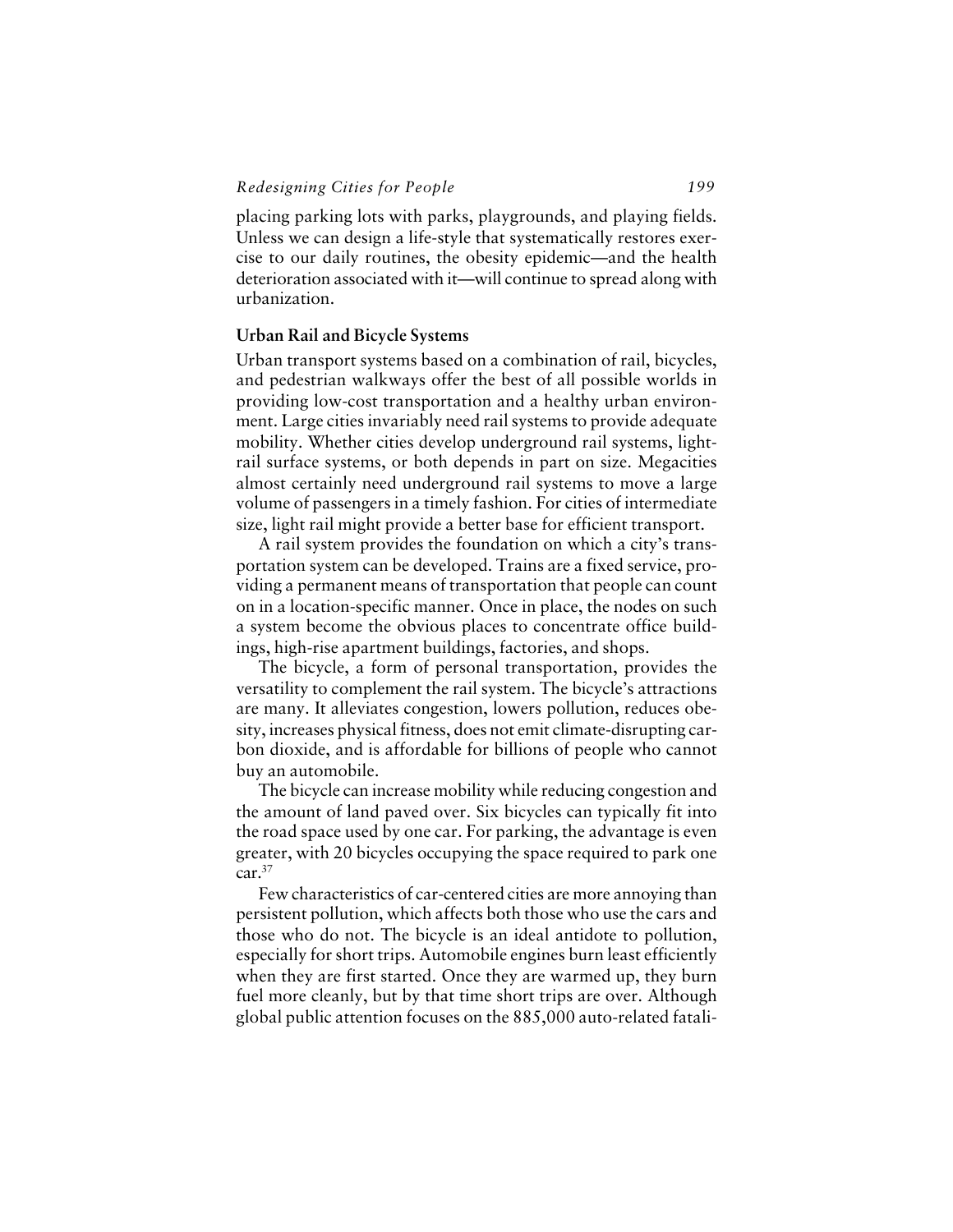placing parking lots with parks, playgrounds, and playing fields. Unless we can design a life-style that systematically restores exercise to our daily routines, the obesity epidemic—and the health deterioration associated with it—will continue to spread along with urbanization.

### Urban Rail and Bicycle Systems

Urban transport systems based on a combination of rail, bicycles, and pedestrian walkways offer the best of all possible worlds in providing low-cost transportation and a healthy urban environment. Large cities invariably need rail systems to provide adequate mobility. Whether cities develop underground rail systems, light-rail surface systems, or both depends in part on size. Megacities almost certainly need underground rail systems to move a large volume of passengers in a timely fashion. For cities of intermediate size, light rail might provide a better base for efficient transport.

A rail system provides the foundation on which a city's transportation system can be developed. Trains are a fixed service, providing a permanent means of transportation that people can count on in a location-specific manner. Once in place, the nodes on such a system become the obvious places to concentrate office buildings, high-rise apartment buildings, factories, and shops.

The bicycle, a form of personal transportation, provides the versatility to complement the rail system. The bicycle's attractions are many. It alleviates congestion, lowers pollution, reduces obesity, increases physical fitness, does not emit climate-disrupting carbon dioxide, and is affordable for billions of people who cannot buy an automobile.

The bicycle can increase mobility while reducing congestion and the amount of land paved over. Six bicycles can typically fit into the road space used by one car. For parking, the advantage is even greater, with 20 bicycles occupying the space required to park one car.[37]

Few characteristics of car-centered cities are more annoying than persistent pollution, which affects both those who use the cars and those who do not. The bicycle is an ideal antidote to pollution, especially for short trips. Automobile engines burn least efficiently when they are first started. Once they are warmed up, they burn fuel more cleanly, but by that time short trips are over. Although global public attention focuses on the 885,000 auto-related fatali-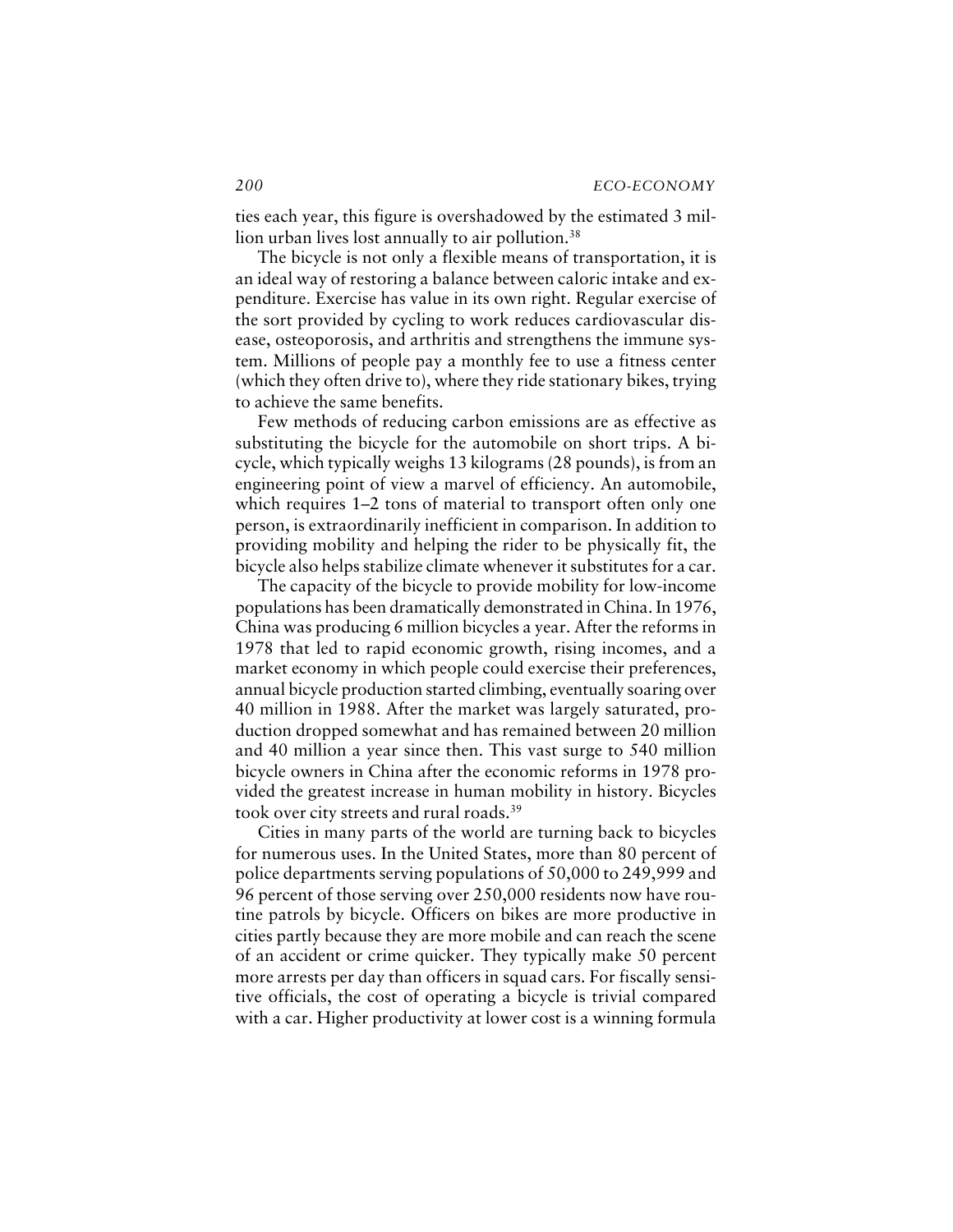ties each year, this figure is overshadowed by the estimated 3 million urban lives lost annually to air pollution.[38]

The bicycle is not only a flexible means of transportation, it is an ideal way of restoring a balance between caloric intake and expenditure. Exercise has value in its own right. Regular exercise of the sort provided by cycling to work reduces cardiovascular disease, osteoporosis, and arthritis and strengthens the immune system. Millions of people pay a monthly fee to use a fitness center (which they often drive to), where they ride stationary bikes, trying to achieve the same benefits.

Few methods of reducing carbon emissions are as effective as substituting the bicycle for the automobile on short trips. A bicycle, which typically weighs 13 kilograms (28 pounds), is from an engineering point of view a marvel of efficiency. An automobile, which requires 1–2 tons of material to transport often only one person, is extraordinarily inefficient in comparison. In addition to providing mobility and helping the rider to be physically fit, the bicycle also helps stabilize climate whenever it substitutes for a car.

The capacity of the bicycle to provide mobility for low-income populations has been dramatically demonstrated in China. In 1976, China was producing 6 million bicycles a year. After the reforms in 1978 that led to rapid economic growth, rising incomes, and a market economy in which people could exercise their preferences, annual bicycle production started climbing, eventually soaring over 40 million in 1988. After the market was largely saturated, production dropped somewhat and has remained between 20 million and 40 million a year since then. This vast surge to 540 million bicycle owners in China after the economic reforms in 1978 provided the greatest increase in human mobility in history. Bicycles took over city streets and rural roads.[39]

Cities in many parts of the world are turning back to bicycles for numerous uses. In the United States, more than 80 percent of police departments serving populations of 50,000 to 249,999 and 96 percent of those serving over 250,000 residents now have routine patrols by bicycle. Officers on bikes are more productive in cities partly because they are more mobile and can reach the scene of an accident or crime quicker. They typically make 50 percent more arrests per day than officers in squad cars. For fiscally sensitive officials, the cost of operating a bicycle is trivial compared with a car. Higher productivity at lower cost is a winning formula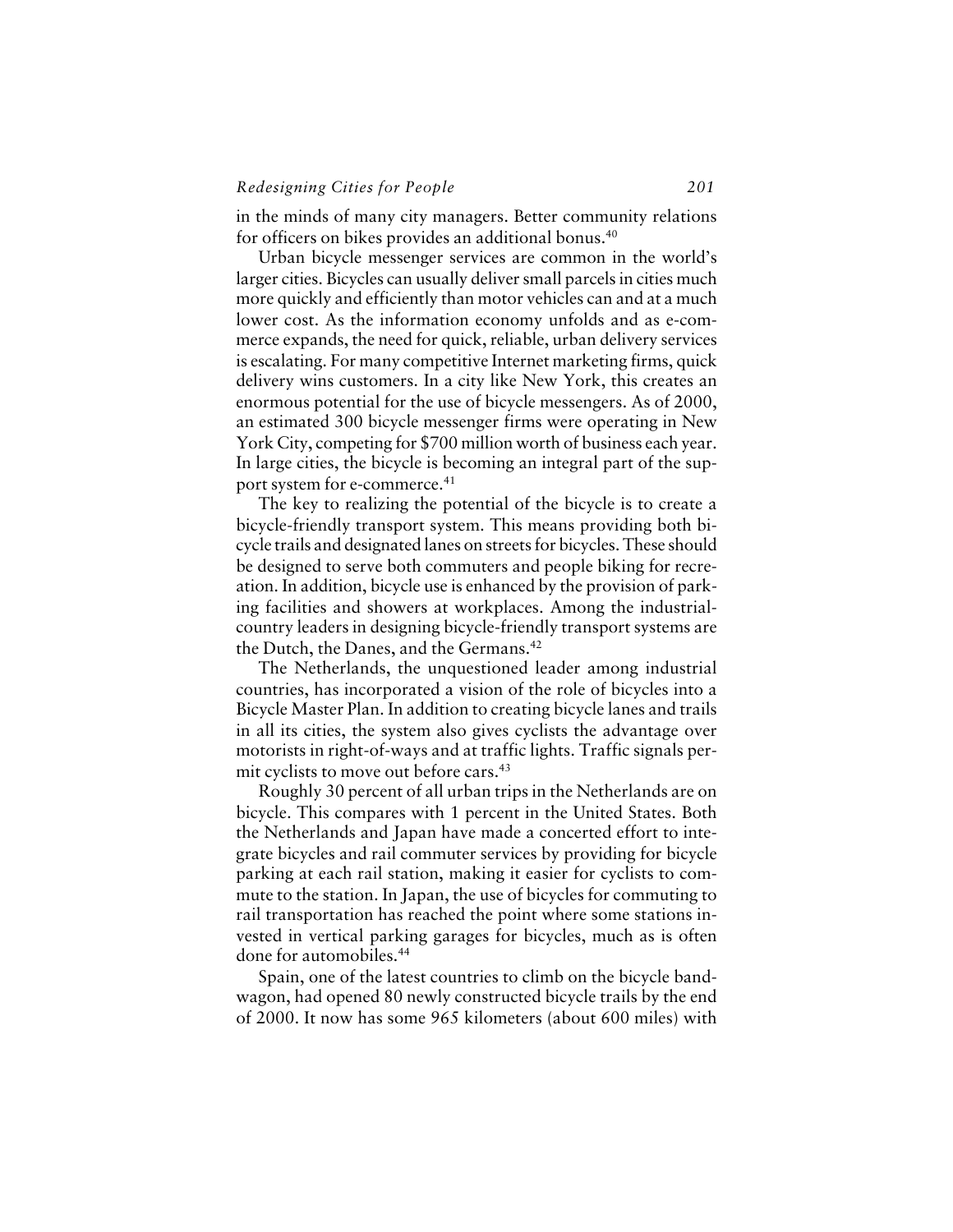in the minds of many city managers. Better community relations for officers on bikes provides an additional bonus.[40]

Urban bicycle messenger services are common in the world's larger cities. Bicycles can usually deliver small parcels in cities much more quickly and efficiently than motor vehicles can and at a much lower cost. As the information economy unfolds and as e-commerce expands, the need for quick, reliable, urban delivery services is escalating. For many competitive Internet marketing firms, quick delivery wins customers. In a city like New York, this creates an enormous potential for the use of bicycle messengers. As of 2000, an estimated 300 bicycle messenger firms were operating in New York City, competing for $700 million worth of business each year. In large cities, the bicycle is becoming an integral part of the support system for e-commerce.[41]

The key to realizing the potential of the bicycle is to create a bicycle-friendly transport system. This means providing both bicycle trails and designated lanes on streets for bicycles. These should be designed to serve both commuters and people biking for recreation. In addition, bicycle use is enhanced by the provision of parking facilities and showers at workplaces. Among the industrial-country leaders in designing bicycle-friendly transport systems are the Dutch, the Danes, and the Germans.[42]

The Netherlands, the unquestioned leader among industrial countries, has incorporated a vision of the role of bicycles into a Bicycle Master Plan. In addition to creating bicycle lanes and trails in all its cities, the system also gives cyclists the advantage over motorists in right-of-ways and at traffic lights. Traffic signals permit cyclists to move out before cars.[43]

Roughly 30 percent of all urban trips in the Netherlands are on bicycle. This compares with 1 percent in the United States. Both the Netherlands and Japan have made a concerted effort to integrate bicycles and rail commuter services by providing for bicycle parking at each rail station, making it easier for cyclists to commute to the station. In Japan, the use of bicycles for commuting to rail transportation has reached the point where some stations invested in vertical parking garages for bicycles, much as is often done for automobiles.[44]

Spain, one of the latest countries to climb on the bicycle bandwagon, had opened 80 newly constructed bicycle trails by the end of 2000. It now has some 965 kilometers (about 600 miles) with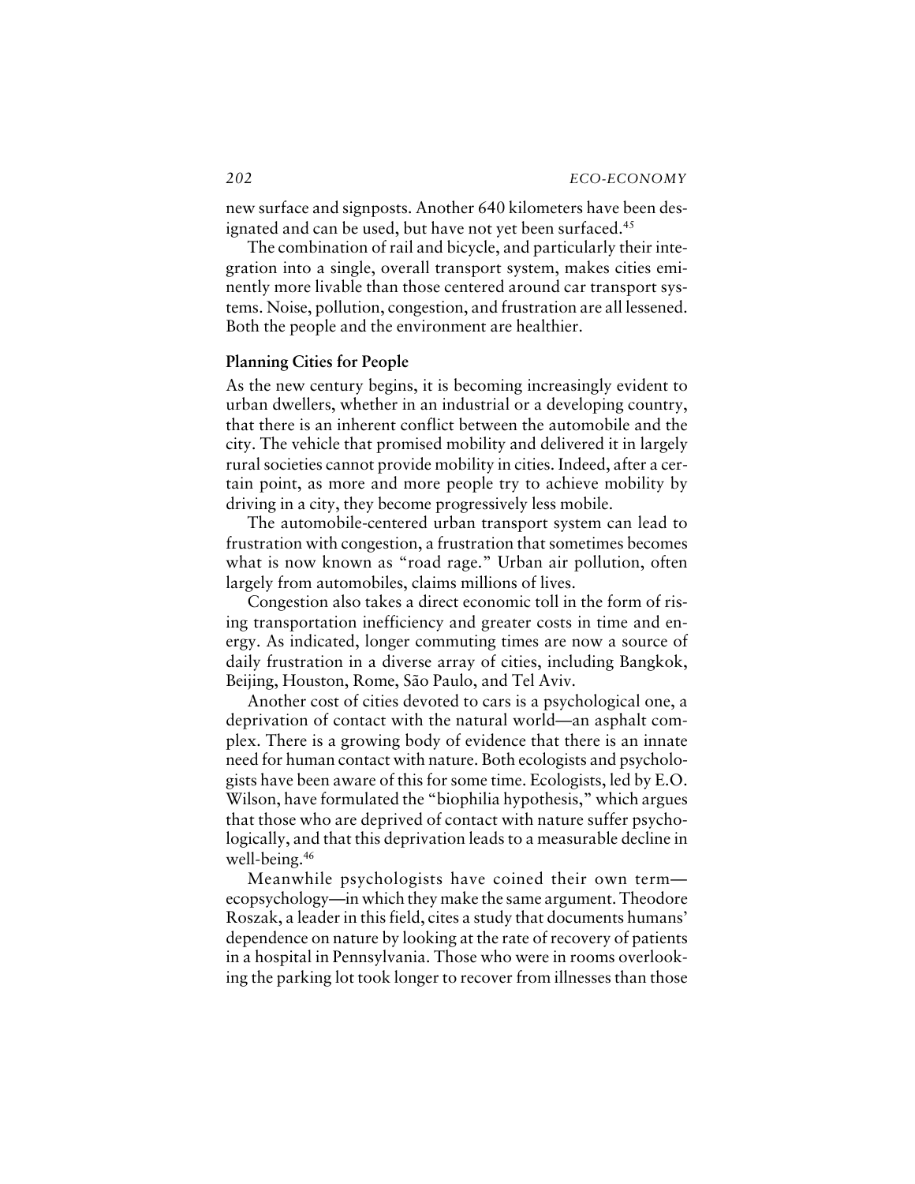new surface and signposts. Another 640 kilometers have been designated and can be used, but have not yet been surfaced.[45]

The combination of rail and bicycle, and particularly their integration into a single, overall transport system, makes cities eminently more livable than those centered around car transport systems. Noise, pollution, congestion, and frustration are all lessened. Both the people and the environment are healthier.

### Planning Cities for People

As the new century begins, it is becoming increasingly evident to urban dwellers, whether in an industrial or a developing country, that there is an inherent conflict between the automobile and the city. The vehicle that promised mobility and delivered it in largely rural societies cannot provide mobility in cities. Indeed, after a certain point, as more and more people try to achieve mobility by driving in a city, they become progressively less mobile.

The automobile-centered urban transport system can lead to frustration with congestion, a frustration that sometimes becomes what is now known as "road rage." Urban air pollution, often largely from automobiles, claims millions of lives.

Congestion also takes a direct economic toll in the form of rising transportation inefficiency and greater costs in time and energy. As indicated, longer commuting times are now a source of daily frustration in a diverse array of cities, including Bangkok, Beijing, Houston, Rome, São Paulo, and Tel Aviv.

Another cost of cities devoted to cars is a psychological one, a deprivation of contact with the natural world—an asphalt complex. There is a growing body of evidence that there is an innate need for human contact with nature. Both ecologists and psychologists have been aware of this for some time. Ecologists, led by E.O. Wilson, have formulated the "biophilia hypothesis," which argues that those who are deprived of contact with nature suffer psychologically, and that this deprivation leads to a measurable decline in well-being.[46]

Meanwhile psychologists have coined their own term—ecopsychology—in which they make the same argument. Theodore Roszak, a leader in this field, cites a study that documents humans' dependence on nature by looking at the rate of recovery of patients in a hospital in Pennsylvania. Those who were in rooms overlooking the parking lot took longer to recover from illnesses than those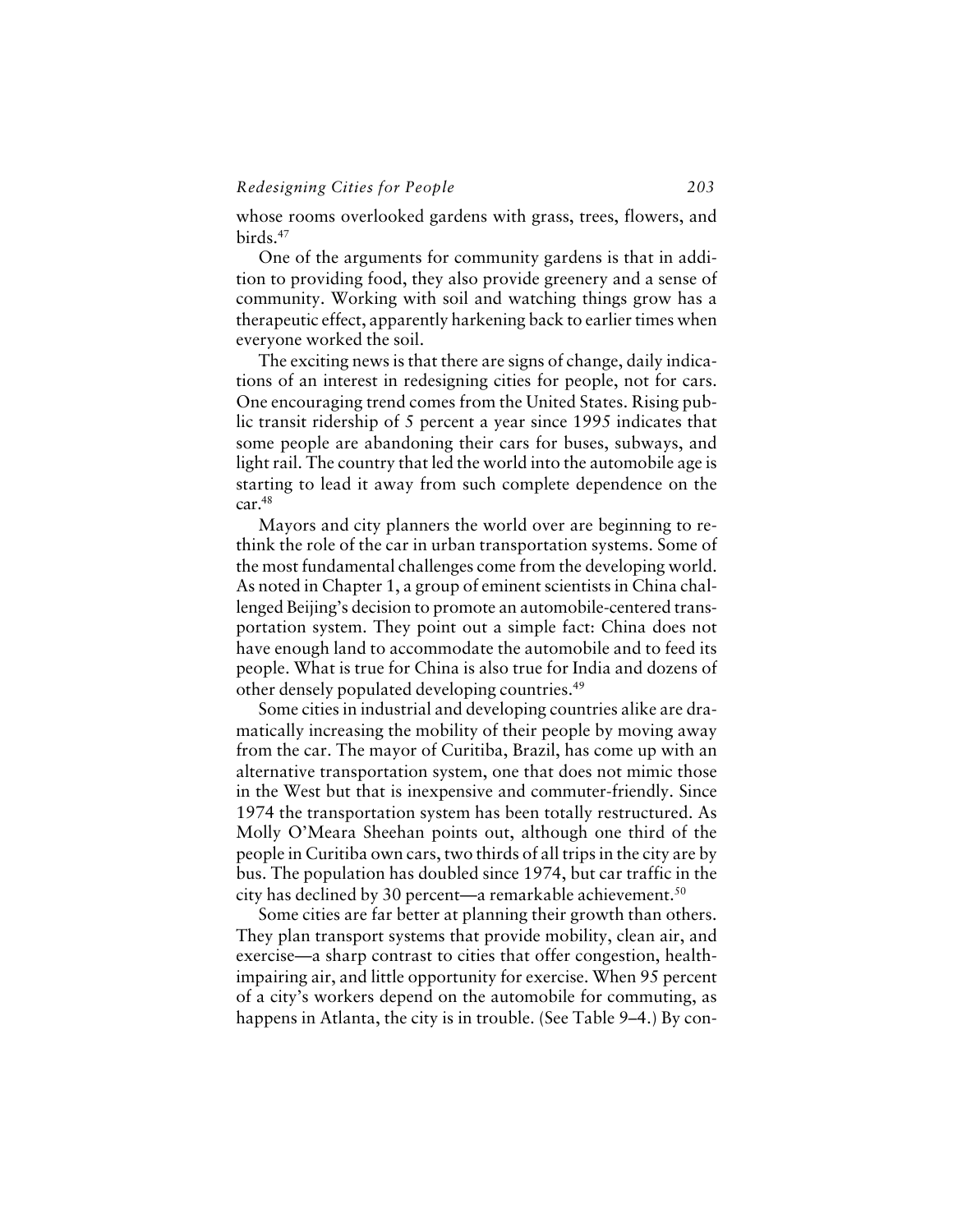whose rooms overlooked gardens with grass, trees, flowers, and birds.[47]

One of the arguments for community gardens is that in addition to providing food, they also provide greenery and a sense of community. Working with soil and watching things grow has a therapeutic effect, apparently harkening back to earlier times when everyone worked the soil.

The exciting news is that there are signs of change, daily indications of an interest in redesigning cities for people, not for cars. One encouraging trend comes from the United States. Rising public transit ridership of 5 percent a year since 1995 indicates that some people are abandoning their cars for buses, subways, and light rail. The country that led the world into the automobile age is starting to lead it away from such complete dependence on the car.[48]

Mayors and city planners the world over are beginning to rethink the role of the car in urban transportation systems. Some of the most fundamental challenges come from the developing world. As noted in Chapter 1, a group of eminent scientists in China challenged Beijing's decision to promote an automobile-centered transportation system. They point out a simple fact: China does not have enough land to accommodate the automobile and to feed its people. What is true for China is also true for India and dozens of other densely populated developing countries.[49]

Some cities in industrial and developing countries alike are dramatically increasing the mobility of their people by moving away from the car. The mayor of Curitiba, Brazil, has come up with an alternative transportation system, one that does not mimic those in the West but that is inexpensive and commuter-friendly. Since 1974 the transportation system has been totally restructured. As Molly O'Meara Sheehan points out, although one third of the people in Curitiba own cars, two thirds of all trips in the city are by bus. The population has doubled since 1974, but car traffic in the city has declined by 30 percent—a remarkable achievement.[50]

Some cities are far better at planning their growth than others. They plan transport systems that provide mobility, clean air, and exercise—a sharp contrast to cities that offer congestion, health-impairing air, and little opportunity for exercise. When 95 percent of a city's workers depend on the automobile for commuting, as happens in Atlanta, the city is in trouble. (See Table 9–4.) By con-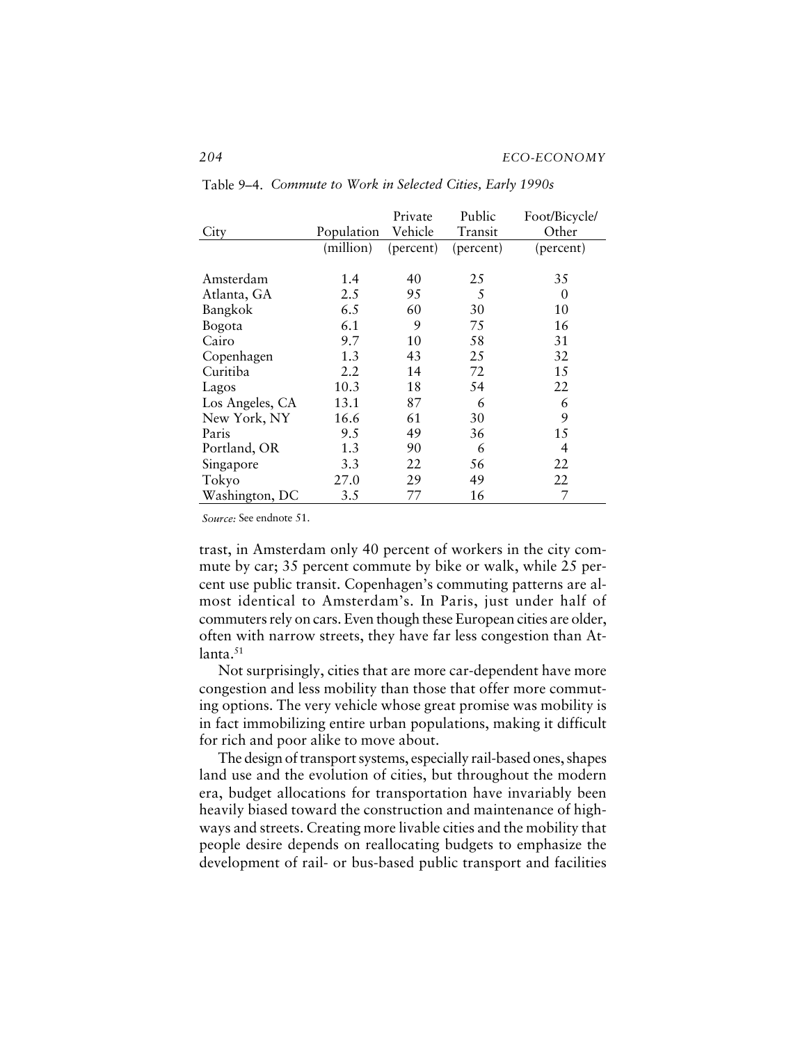Table 9–4. *Commute to Work in Selected Cities, Early 1990s*

| City | Population | Private Vehicle | Public Transit | Foot/Bicycle/ Other |
|---|---|---|---|---|
| | (million) | (percent) | (percent) | (percent) |
| Amsterdam | 1.4 | 40 | 25 | 35 |
| Atlanta, GA | 2.5 | 95 | 5 | 0 |
| Bangkok | 6.5 | 60 | 30 | 10 |
| Bogota | 6.1 | 9 | 75 | 16 |
| Cairo | 9.7 | 10 | 58 | 31 |
| Copenhagen | 1.3 | 43 | 25 | 32 |
| Curitiba | 2.2 | 14 | 72 | 15 |
| Lagos | 10.3 | 18 | 54 | 22 |
| Los Angeles, CA | 13.1 | 87 | 6 | 6 |
| New York, NY | 16.6 | 61 | 30 | 9 |
| Paris | 9.5 | 49 | 36 | 15 |
| Portland, OR | 1.3 | 90 | 6 | 4 |
| Singapore | 3.3 | 22 | 56 | 22 |
| Tokyo | 27.0 | 29 | 49 | 22 |
| Washington, DC | 3.5 | 77 | 16 | 7 |

*Source:* See endnote 51.

trast, in Amsterdam only 40 percent of workers in the city commute by car; 35 percent commute by bike or walk, while 25 percent use public transit. Copenhagen's commuting patterns are almost identical to Amsterdam's. In Paris, just under half of commuters rely on cars. Even though these European cities are older, often with narrow streets, they have far less congestion than Atlanta.[51]

Not surprisingly, cities that are more car-dependent have more congestion and less mobility than those that offer more commuting options. The very vehicle whose great promise was mobility is in fact immobilizing entire urban populations, making it difficult for rich and poor alike to move about.

The design of transport systems, especially rail-based ones, shapes land use and the evolution of cities, but throughout the modern era, budget allocations for transportation have invariably been heavily biased toward the construction and maintenance of highways and streets. Creating more livable cities and the mobility that people desire depends on reallocating budgets to emphasize the development of rail- or bus-based public transport and facilities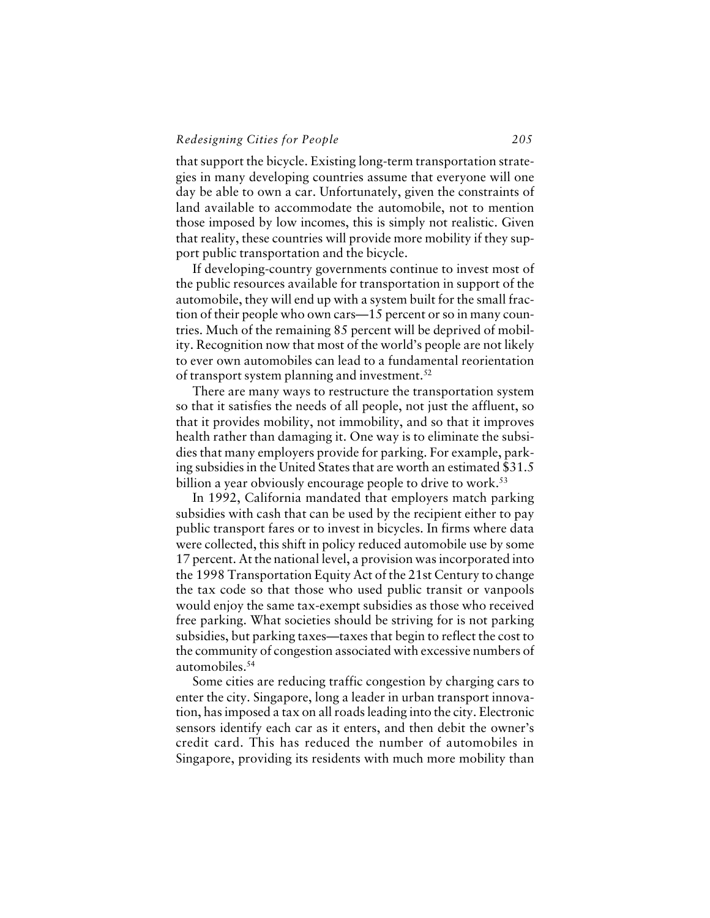that support the bicycle. Existing long-term transportation strategies in many developing countries assume that everyone will one day be able to own a car. Unfortunately, given the constraints of land available to accommodate the automobile, not to mention those imposed by low incomes, this is simply not realistic. Given that reality, these countries will provide more mobility if they support public transportation and the bicycle.

If developing-country governments continue to invest most of the public resources available for transportation in support of the automobile, they will end up with a system built for the small fraction of their people who own cars—15 percent or so in many countries. Much of the remaining 85 percent will be deprived of mobility. Recognition now that most of the world's people are not likely to ever own automobiles can lead to a fundamental reorientation of transport system planning and investment.[52]

There are many ways to restructure the transportation system so that it satisfies the needs of all people, not just the affluent, so that it provides mobility, not immobility, and so that it improves health rather than damaging it. One way is to eliminate the subsidies that many employers provide for parking. For example, parking subsidies in the United States that are worth an estimated $31.5 billion a year obviously encourage people to drive to work.[53]

In 1992, California mandated that employers match parking subsidies with cash that can be used by the recipient either to pay public transport fares or to invest in bicycles. In firms where data were collected, this shift in policy reduced automobile use by some 17 percent. At the national level, a provision was incorporated into the 1998 Transportation Equity Act of the 21st Century to change the tax code so that those who used public transit or vanpools would enjoy the same tax-exempt subsidies as those who received free parking. What societies should be striving for is not parking subsidies, but parking taxes—taxes that begin to reflect the cost to the community of congestion associated with excessive numbers of automobiles.[54]

Some cities are reducing traffic congestion by charging cars to enter the city. Singapore, long a leader in urban transport innovation, has imposed a tax on all roads leading into the city. Electronic sensors identify each car as it enters, and then debit the owner's credit card. This has reduced the number of automobiles in Singapore, providing its residents with much more mobility than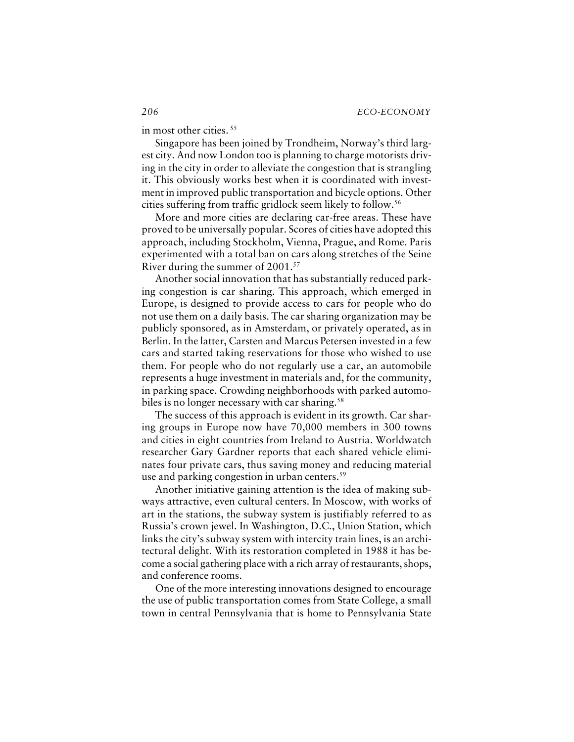in most other cities.[55]

Singapore has been joined by Trondheim, Norway's third largest city. And now London too is planning to charge motorists driving in the city in order to alleviate the congestion that is strangling it. This obviously works best when it is coordinated with investment in improved public transportation and bicycle options. Other cities suffering from traffic gridlock seem likely to follow.[56]

More and more cities are declaring car-free areas. These have proved to be universally popular. Scores of cities have adopted this approach, including Stockholm, Vienna, Prague, and Rome. Paris experimented with a total ban on cars along stretches of the Seine River during the summer of 2001.[57]

Another social innovation that has substantially reduced parking congestion is car sharing. This approach, which emerged in Europe, is designed to provide access to cars for people who do not use them on a daily basis. The car sharing organization may be publicly sponsored, as in Amsterdam, or privately operated, as in Berlin. In the latter, Carsten and Marcus Petersen invested in a few cars and started taking reservations for those who wished to use them. For people who do not regularly use a car, an automobile represents a huge investment in materials and, for the community, in parking space. Crowding neighborhoods with parked automobiles is no longer necessary with car sharing.[58]

The success of this approach is evident in its growth. Car sharing groups in Europe now have 70,000 members in 300 towns and cities in eight countries from Ireland to Austria. Worldwatch researcher Gary Gardner reports that each shared vehicle eliminates four private cars, thus saving money and reducing material use and parking congestion in urban centers.[59]

Another initiative gaining attention is the idea of making subways attractive, even cultural centers. In Moscow, with works of art in the stations, the subway system is justifiably referred to as Russia's crown jewel. In Washington, D.C., Union Station, which links the city's subway system with intercity train lines, is an architectural delight. With its restoration completed in 1988 it has become a social gathering place with a rich array of restaurants, shops, and conference rooms.

One of the more interesting innovations designed to encourage the use of public transportation comes from State College, a small town in central Pennsylvania that is home to Pennsylvania State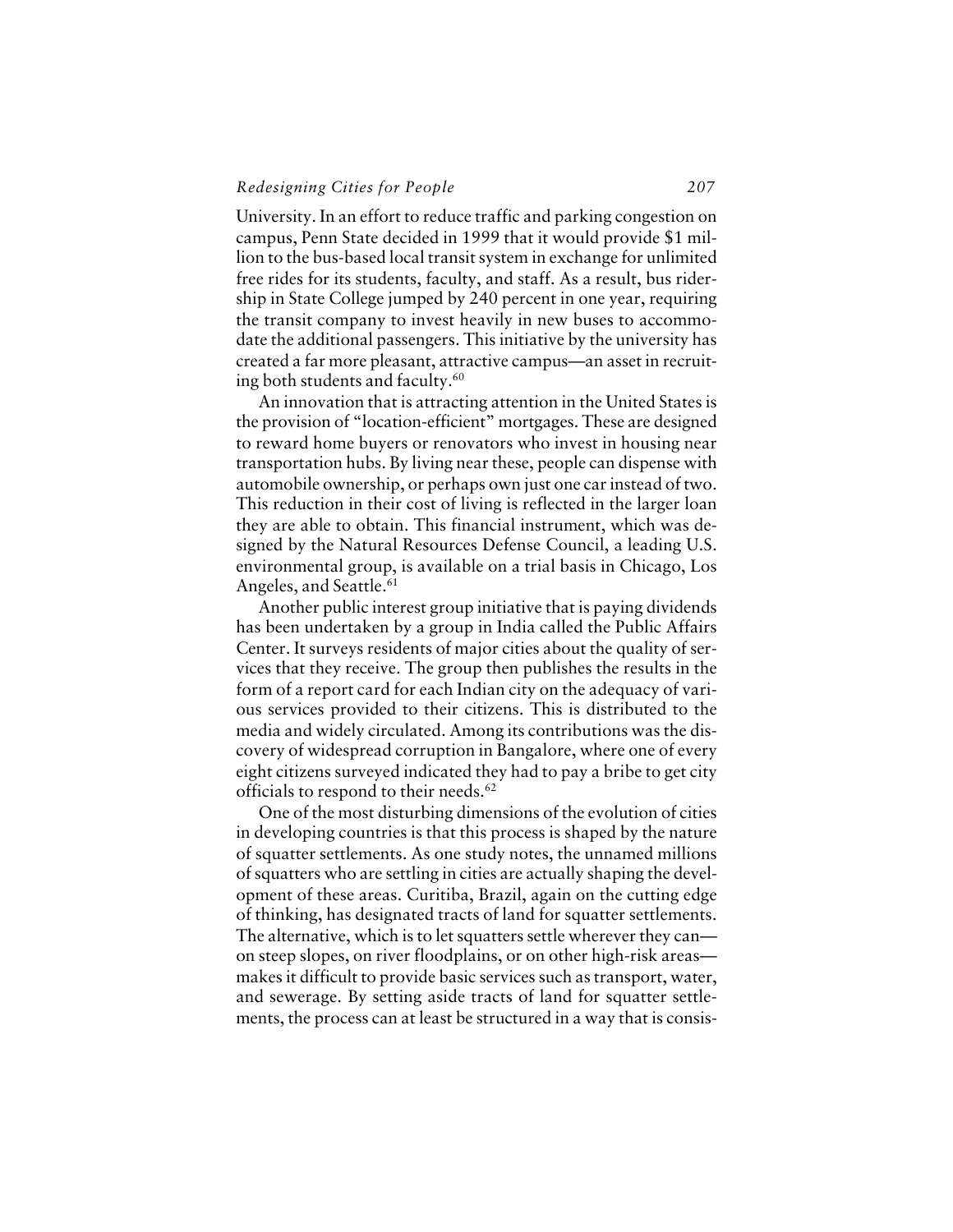University. In an effort to reduce traffic and parking congestion on campus, Penn State decided in 1999 that it would provide $1 million to the bus-based local transit system in exchange for unlimited free rides for its students, faculty, and staff. As a result, bus ridership in State College jumped by 240 percent in one year, requiring the transit company to invest heavily in new buses to accommodate the additional passengers. This initiative by the university has created a far more pleasant, attractive campus—an asset in recruiting both students and faculty.[60]

An innovation that is attracting attention in the United States is the provision of "location-efficient" mortgages. These are designed to reward home buyers or renovators who invest in housing near transportation hubs. By living near these, people can dispense with automobile ownership, or perhaps own just one car instead of two. This reduction in their cost of living is reflected in the larger loan they are able to obtain. This financial instrument, which was designed by the Natural Resources Defense Council, a leading U.S. environmental group, is available on a trial basis in Chicago, Los Angeles, and Seattle.[61]

Another public interest group initiative that is paying dividends has been undertaken by a group in India called the Public Affairs Center. It surveys residents of major cities about the quality of services that they receive. The group then publishes the results in the form of a report card for each Indian city on the adequacy of various services provided to their citizens. This is distributed to the media and widely circulated. Among its contributions was the discovery of widespread corruption in Bangalore, where one of every eight citizens surveyed indicated they had to pay a bribe to get city officials to respond to their needs.[62]

One of the most disturbing dimensions of the evolution of cities in developing countries is that this process is shaped by the nature of squatter settlements. As one study notes, the unnamed millions of squatters who are settling in cities are actually shaping the development of these areas. Curitiba, Brazil, again on the cutting edge of thinking, has designated tracts of land for squatter settlements. The alternative, which is to let squatters settle wherever they can—on steep slopes, on river floodplains, or on other high-risk areas—makes it difficult to provide basic services such as transport, water, and sewerage. By setting aside tracts of land for squatter settlements, the process can at least be structured in a way that is consis-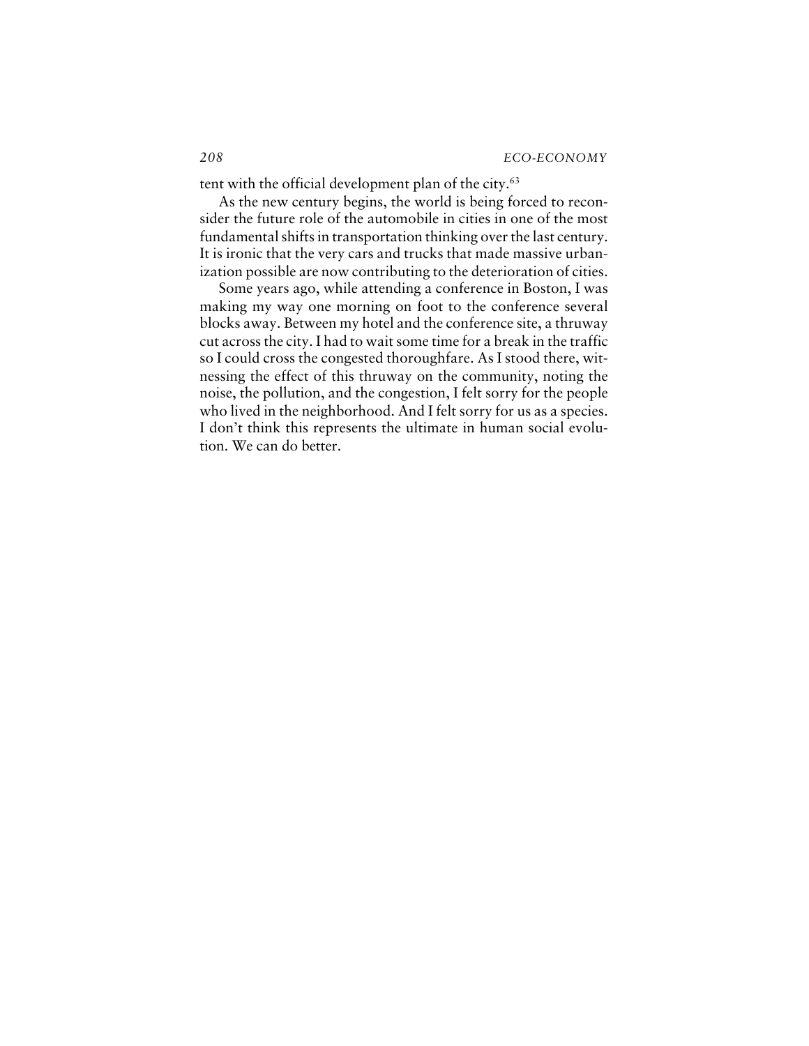tent with the official development plan of the city.[63]

As the new century begins, the world is being forced to reconsider the future role of the automobile in cities in one of the most fundamental shifts in transportation thinking over the last century. It is ironic that the very cars and trucks that made massive urbanization possible are now contributing to the deterioration of cities.

Some years ago, while attending a conference in Boston, I was making my way one morning on foot to the conference several blocks away. Between my hotel and the conference site, a thruway cut across the city. I had to wait some time for a break in the traffic so I could cross the congested thoroughfare. As I stood there, witnessing the effect of this thruway on the community, noting the noise, the pollution, and the congestion, I felt sorry for the people who lived in the neighborhood. And I felt sorry for us as a species. I don't think this represents the ultimate in human social evolution. We can do better.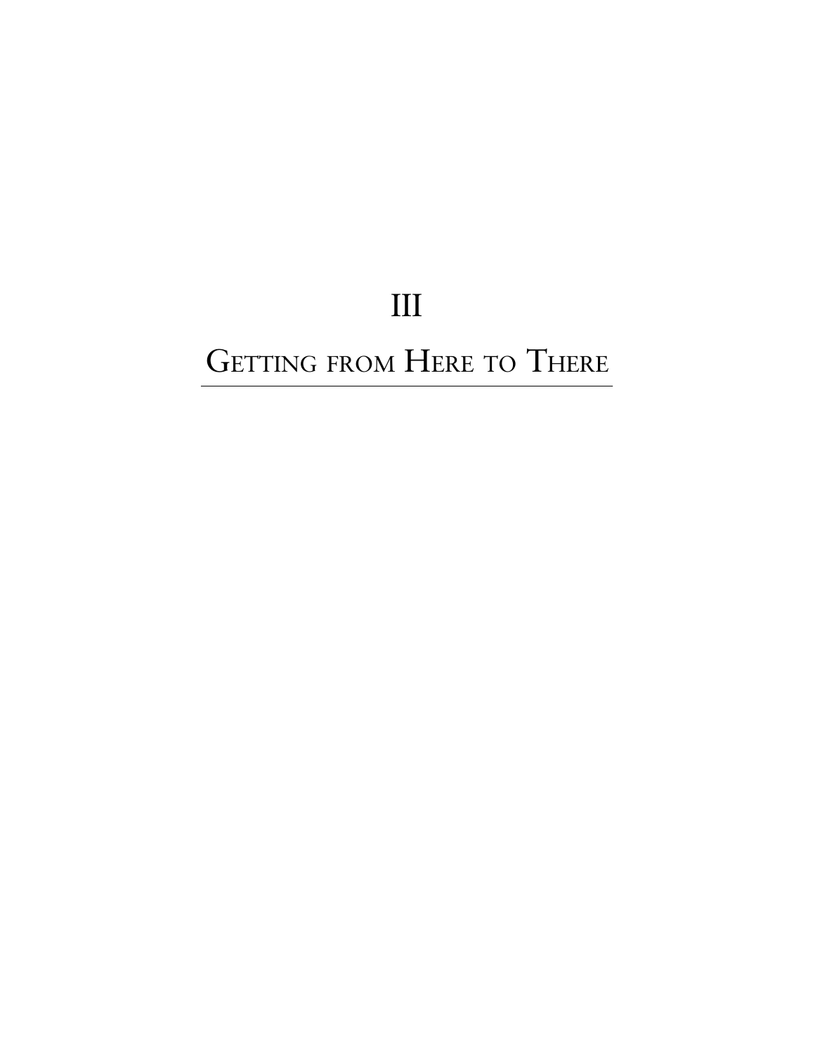# III

# Getting from Here to There